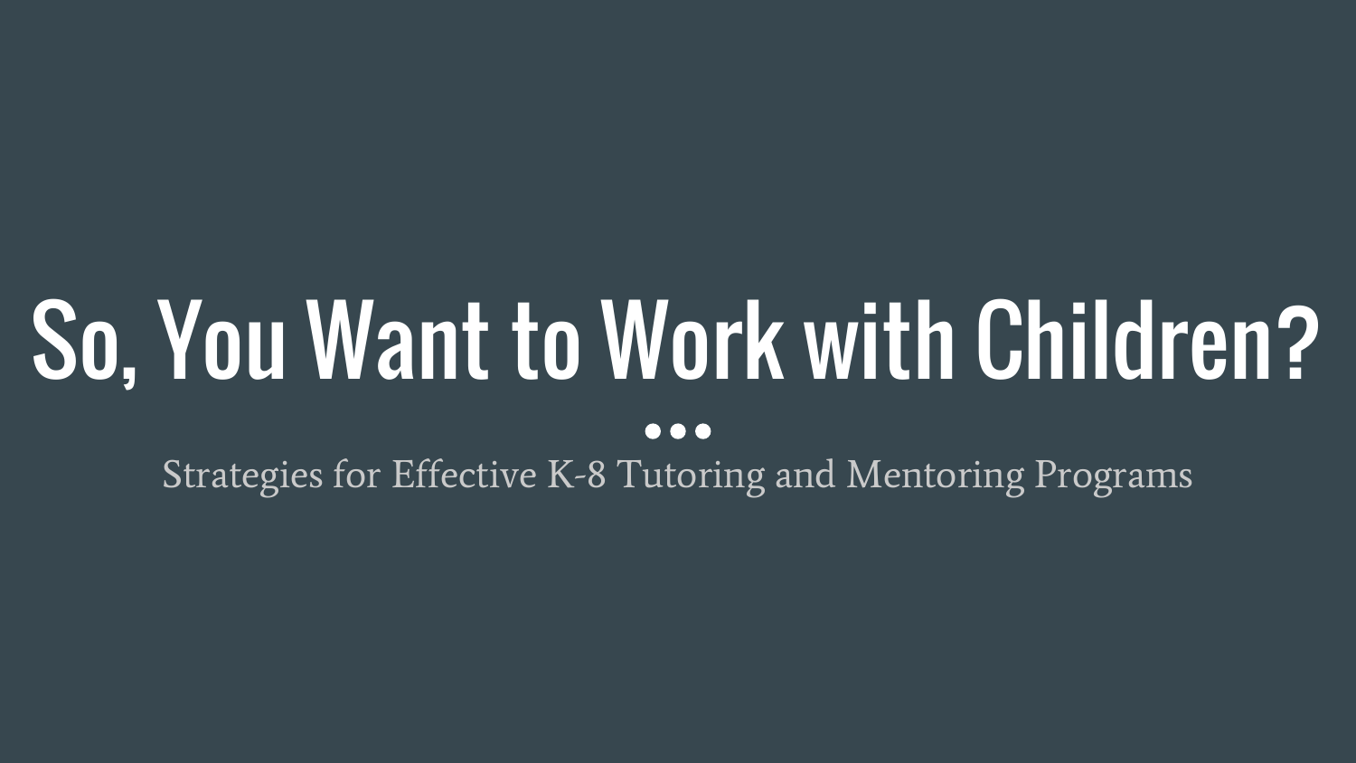# So, You Want to Work with Children?

Strategies for Effective K-8 Tutoring and Mentoring Programs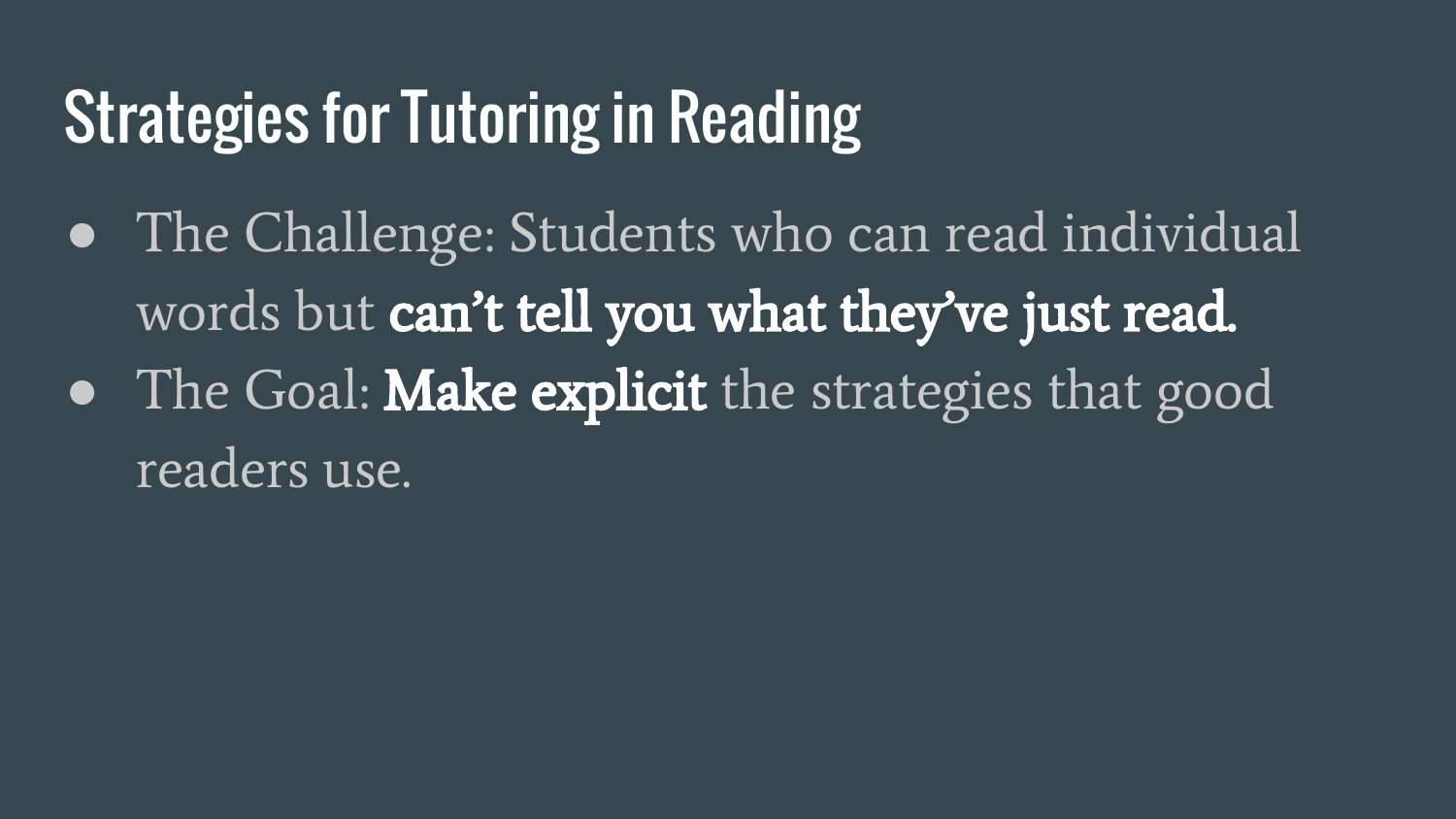# Strategies for Tutoring in Reading

- The Challenge: Students who can read individual words but **can't tell you what they've just read.**
- The Goal: **Make explicit** the strategies that good readers use.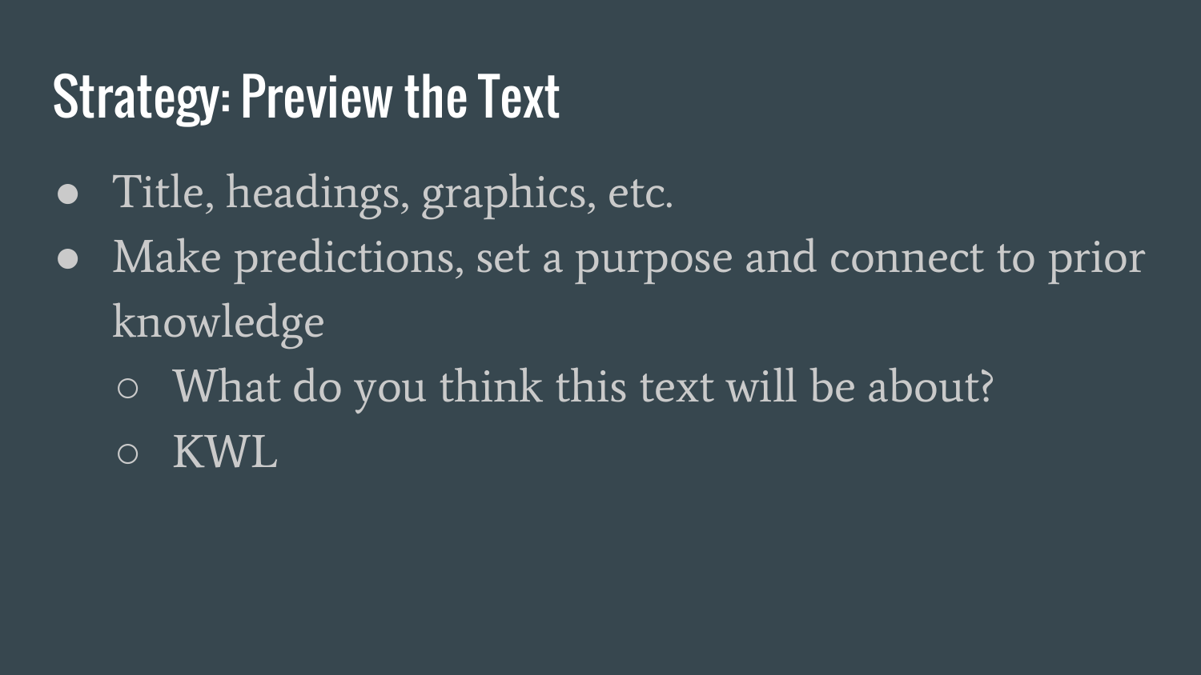# Strategy: Preview the Text

- Title, headings, graphics, etc.
- Make predictions, set a purpose and connect to prior knowledge
  - What do you think this text will be about?
  - KWL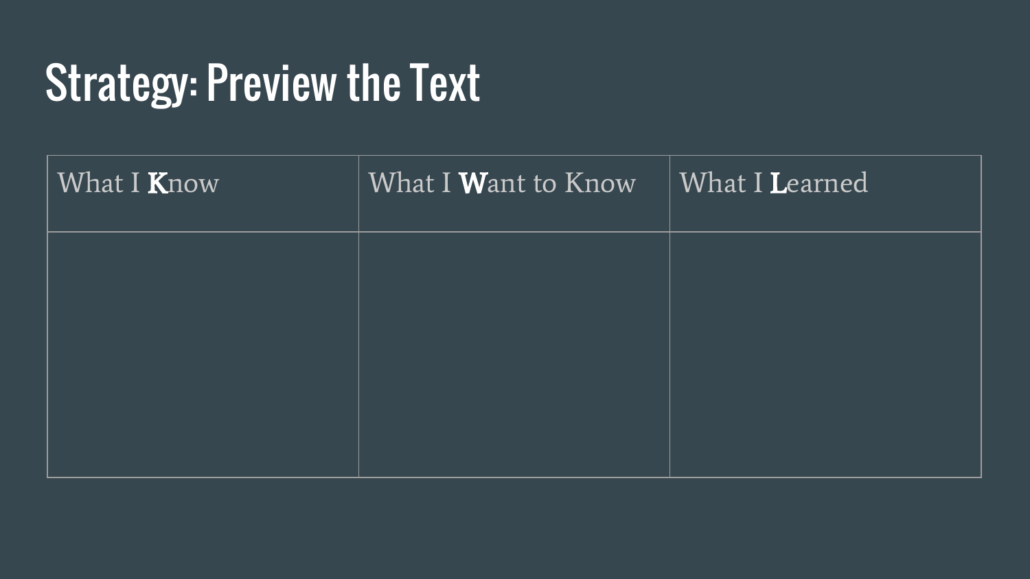# Strategy: Preview the Text

| What I **K**now | What I **W**ant to Know | What I **L**earned |
| --- | --- | --- |
| | | |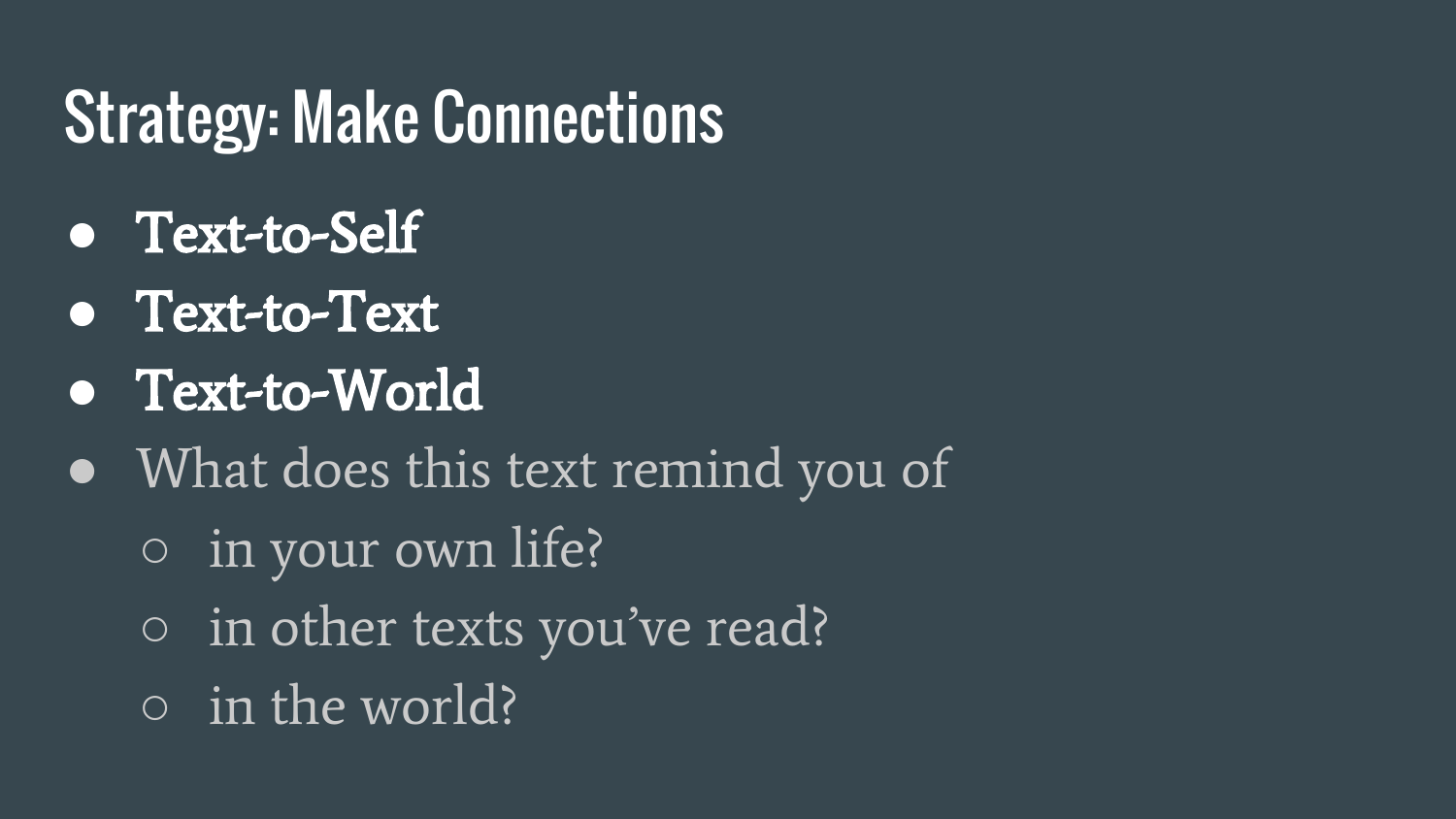# Strategy: Make Connections

- **Text-to-Self**
- **Text-to-Text**
- **Text-to-World**
- What does this text remind you of
  - in your own life?
  - in other texts you've read?
  - in the world?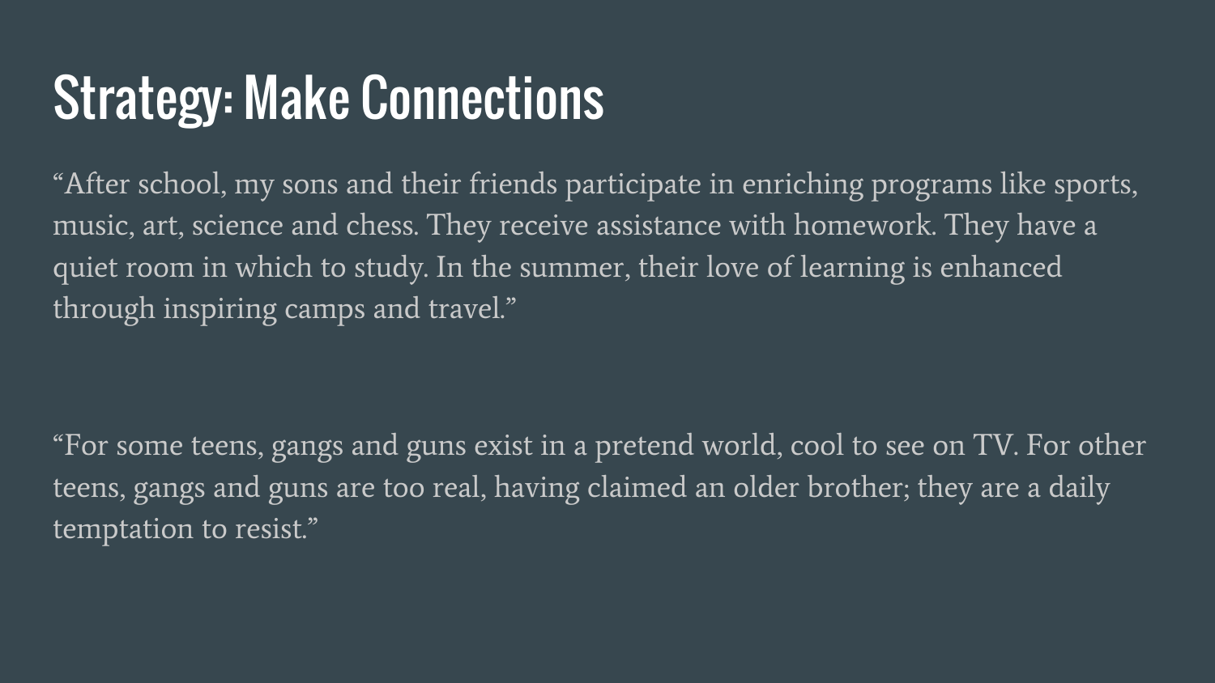# Strategy: Make Connections

"After school, my sons and their friends participate in enriching programs like sports, music, art, science and chess. They receive assistance with homework. They have a quiet room in which to study. In the summer, their love of learning is enhanced through inspiring camps and travel."

"For some teens, gangs and guns exist in a pretend world, cool to see on TV. For other teens, gangs and guns are too real, having claimed an older brother; they are a daily temptation to resist."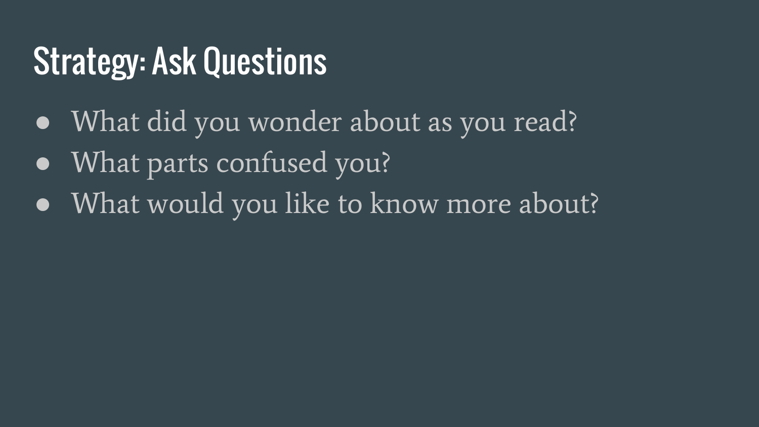# Strategy: Ask Questions

- What did you wonder about as you read?
- What parts confused you?
- What would you like to know more about?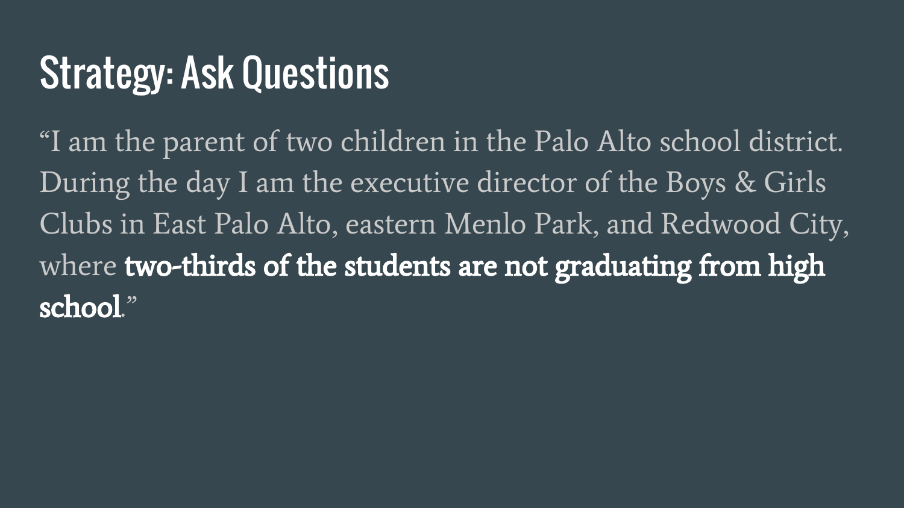# Strategy: Ask Questions

"I am the parent of two children in the Palo Alto school district. During the day I am the executive director of the Boys & Girls Clubs in East Palo Alto, eastern Menlo Park, and Redwood City, where **two-thirds of the students are not graduating from high school**."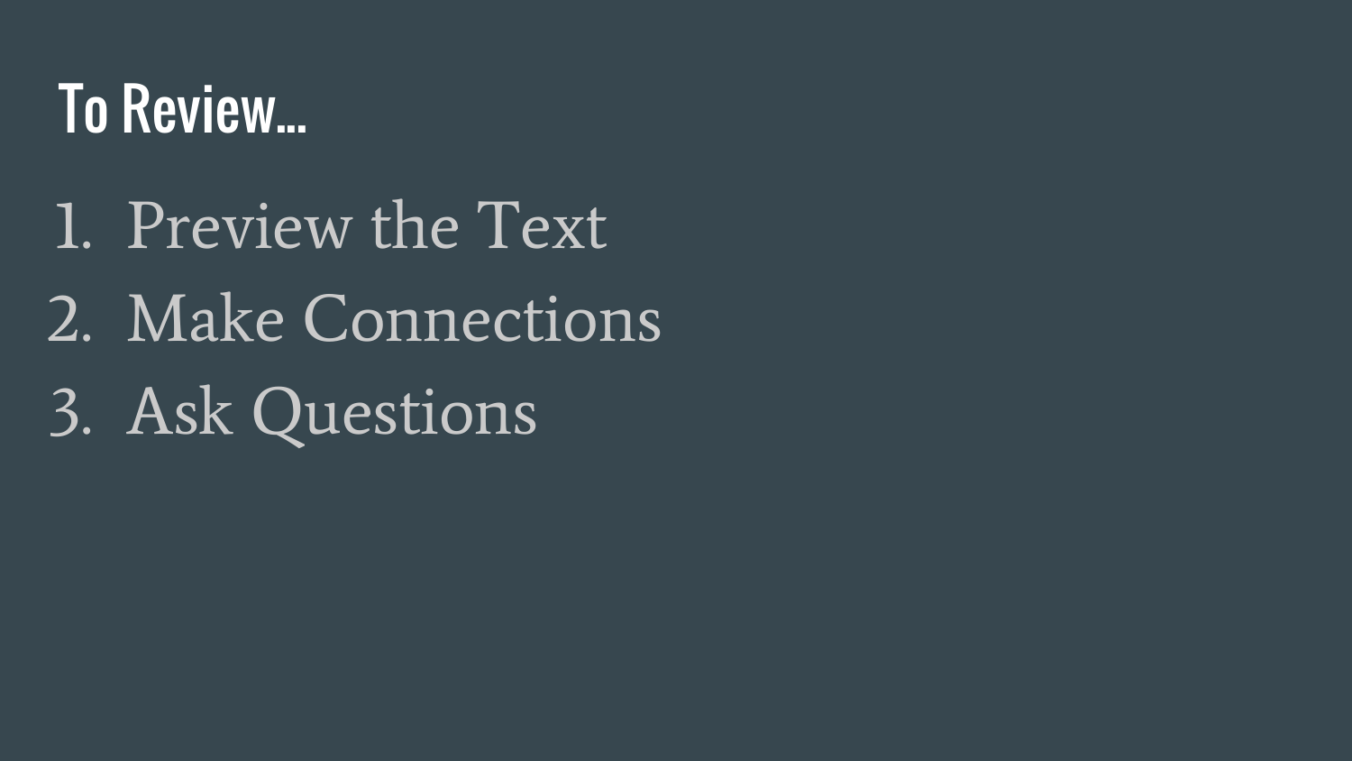# To Review...

1. Preview the Text
2. Make Connections
3. Ask Questions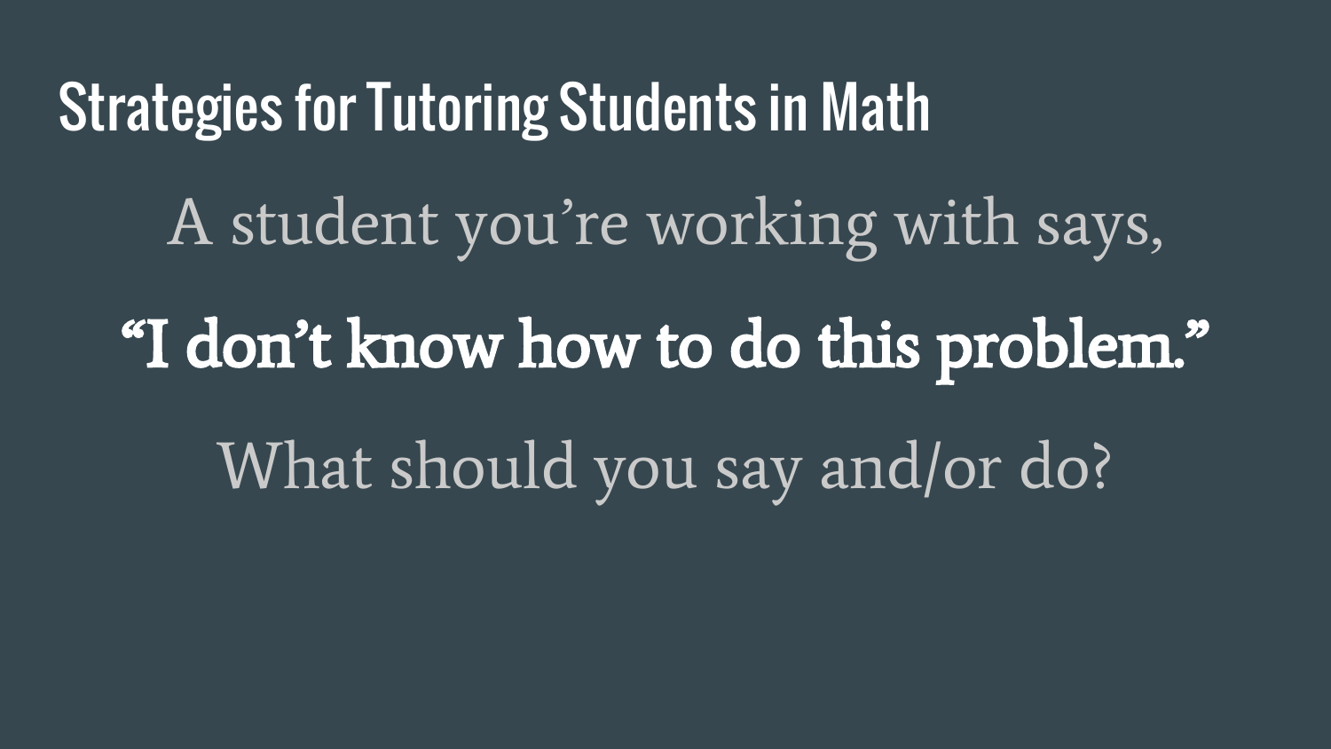# Strategies for Tutoring Students in Math

A student you're working with says,

**"I don't know how to do this problem."**

What should you say and/or do?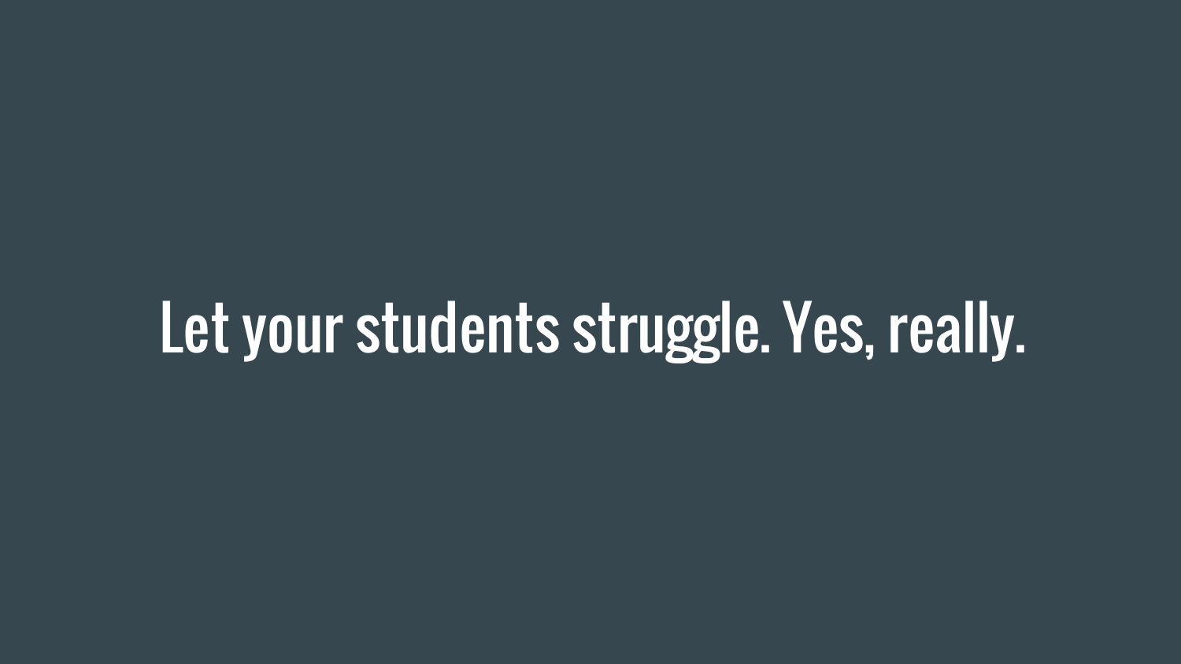# Let your students struggle. Yes, really.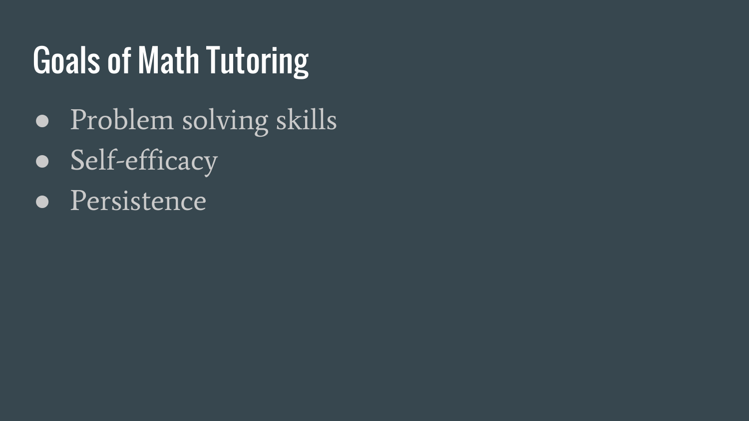# Goals of Math Tutoring

- Problem solving skills
- Self-efficacy
- Persistence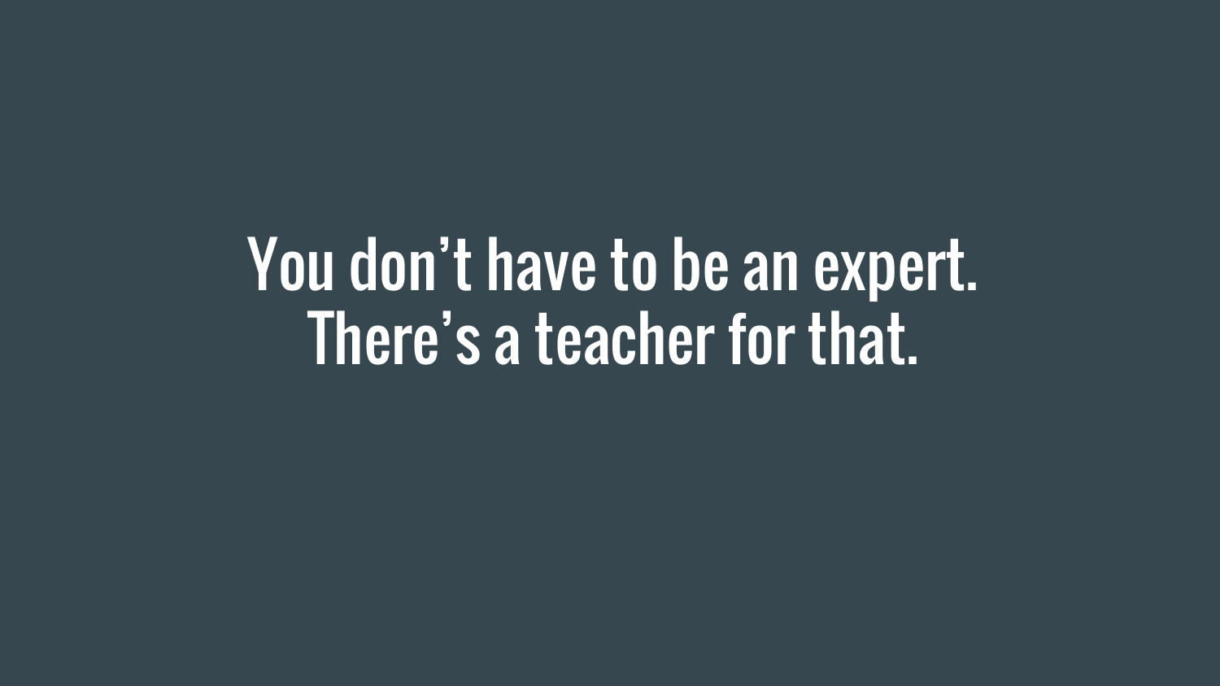You don’t have to be an expert.
There’s a teacher for that.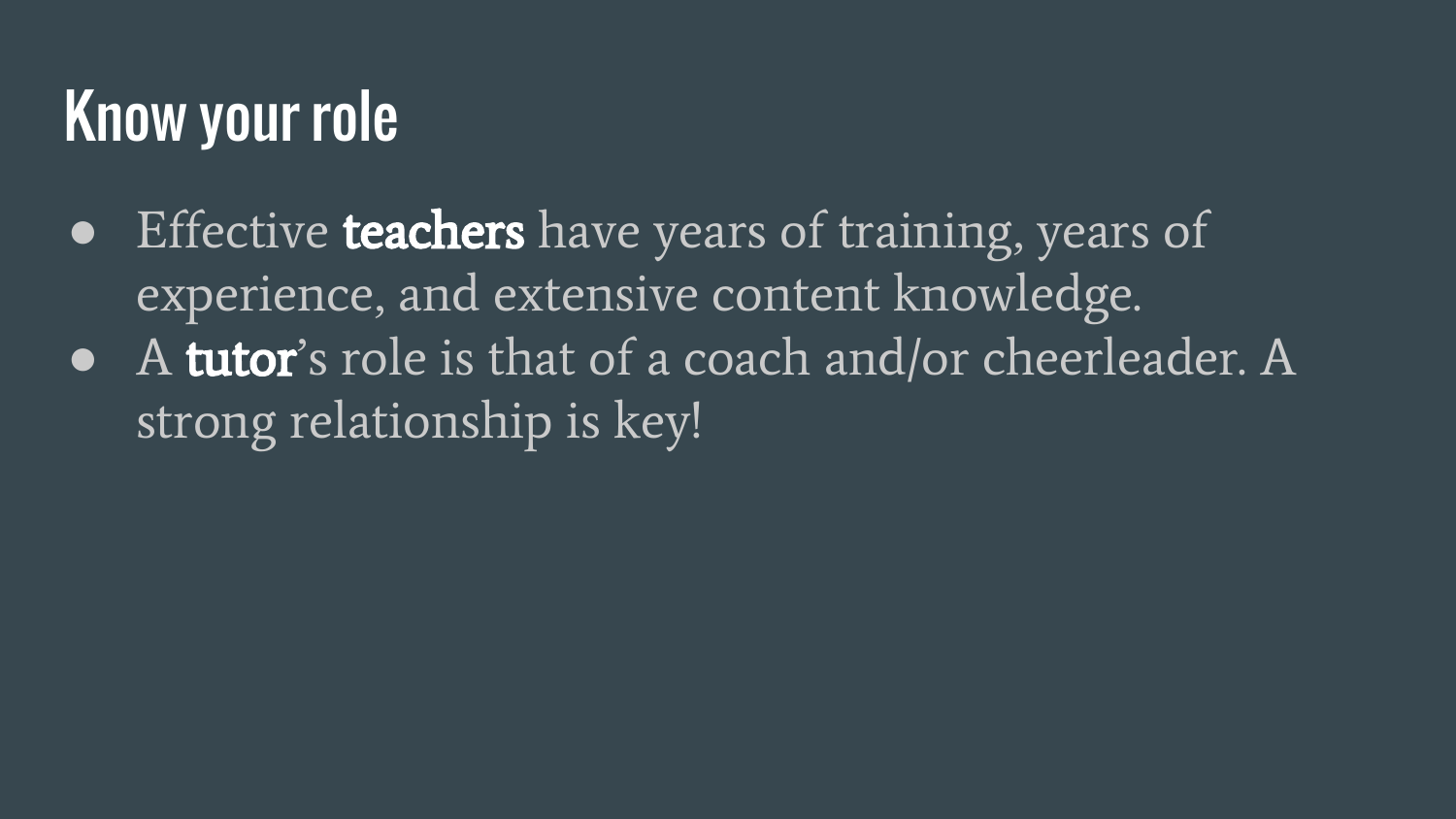# Know your role

- Effective **teachers** have years of training, years of experience, and extensive content knowledge.
- A **tutor**'s role is that of a coach and/or cheerleader. A strong relationship is key!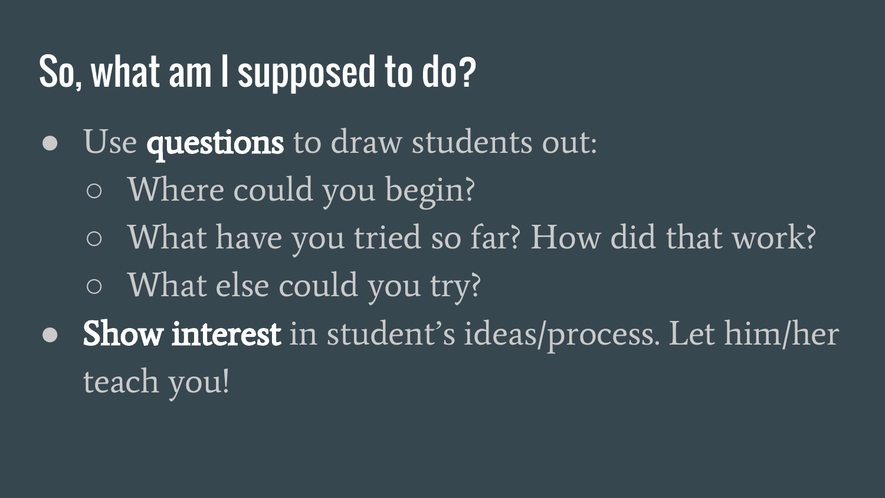# So, what am I supposed to do?

- Use **questions** to draw students out:
  - Where could you begin?
  - What have you tried so far? How did that work?
  - What else could you try?
- **Show interest** in student's ideas/process. Let him/her teach you!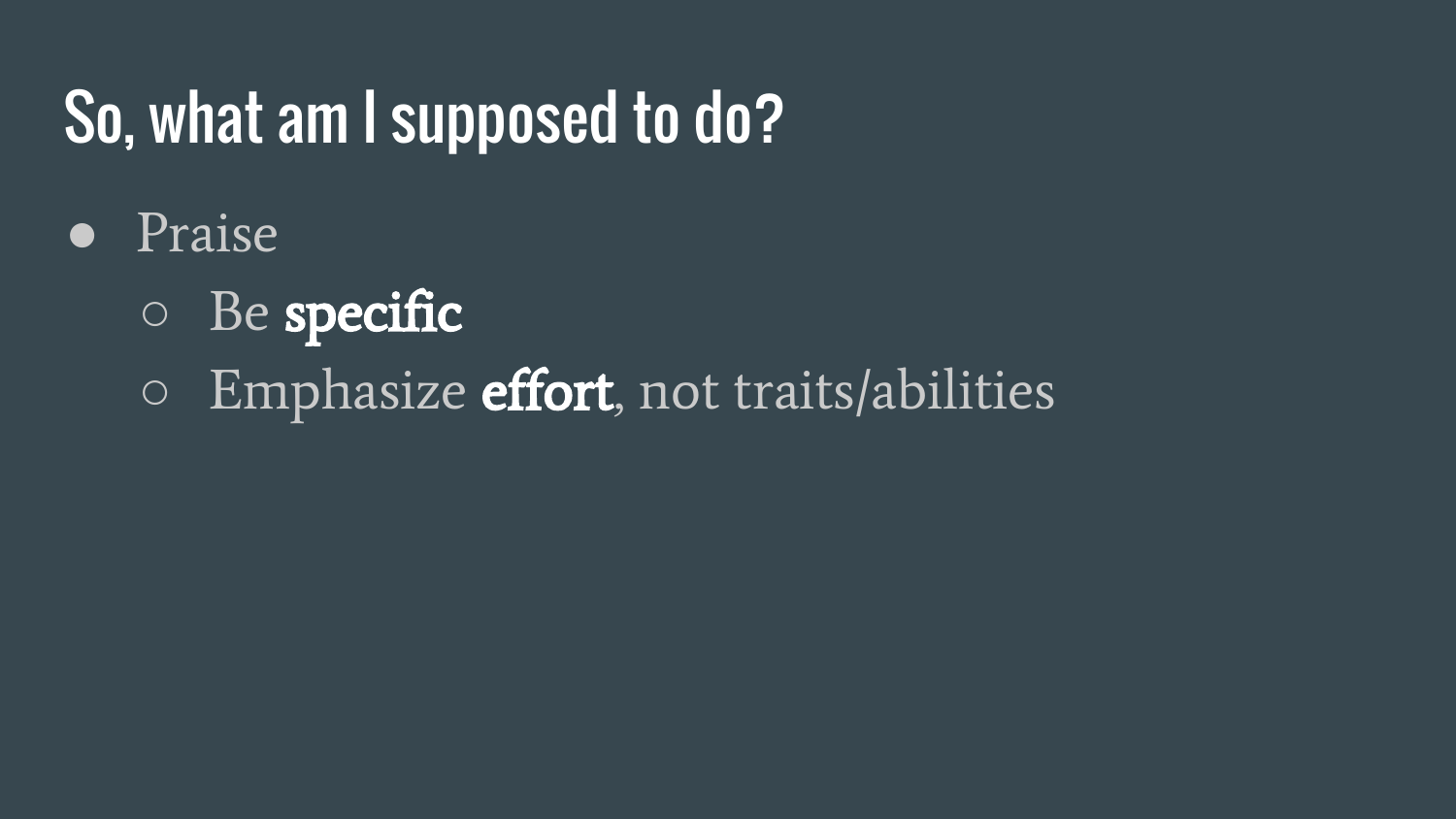# So, what am I supposed to do?

- Praise
  - Be **specific**
  - Emphasize **effort**, not traits/abilities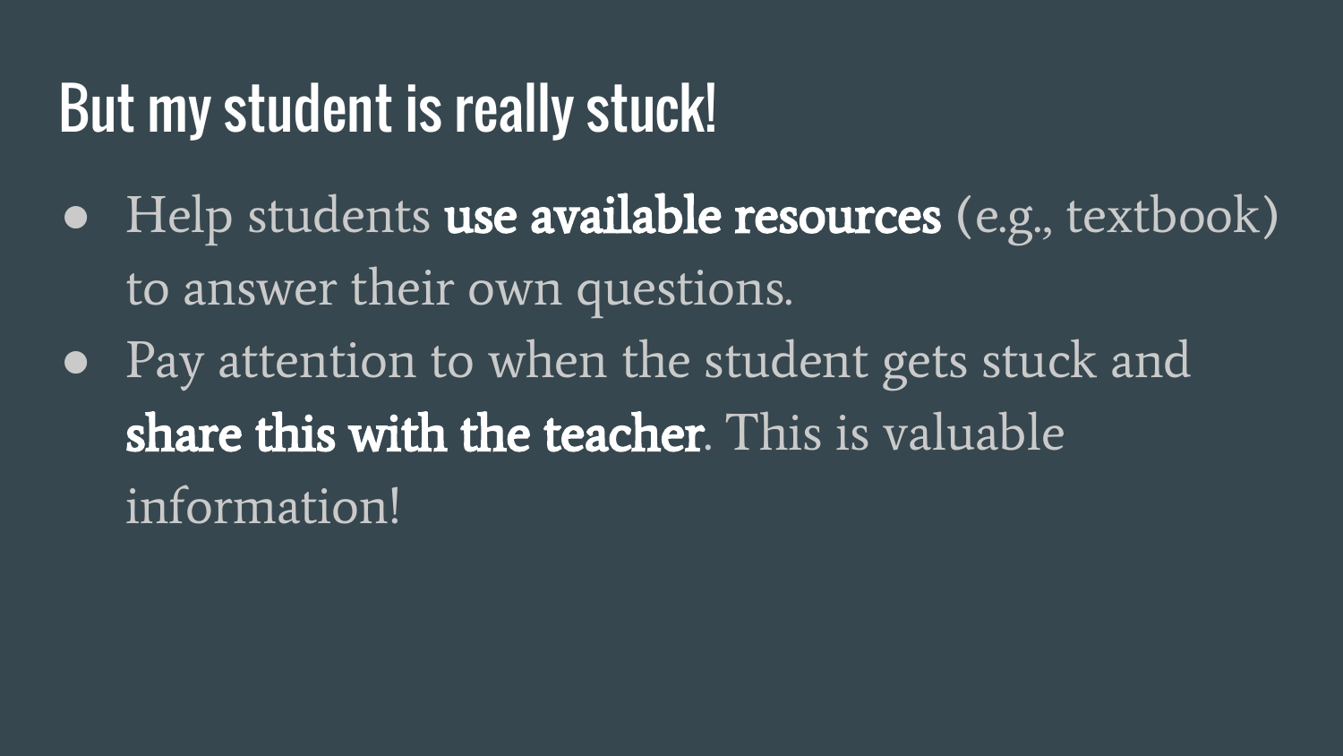# But my student is really stuck!

- Help students **use available resources** (e.g., textbook) to answer their own questions.
- Pay attention to when the student gets stuck and **share this with the teacher**. This is valuable information!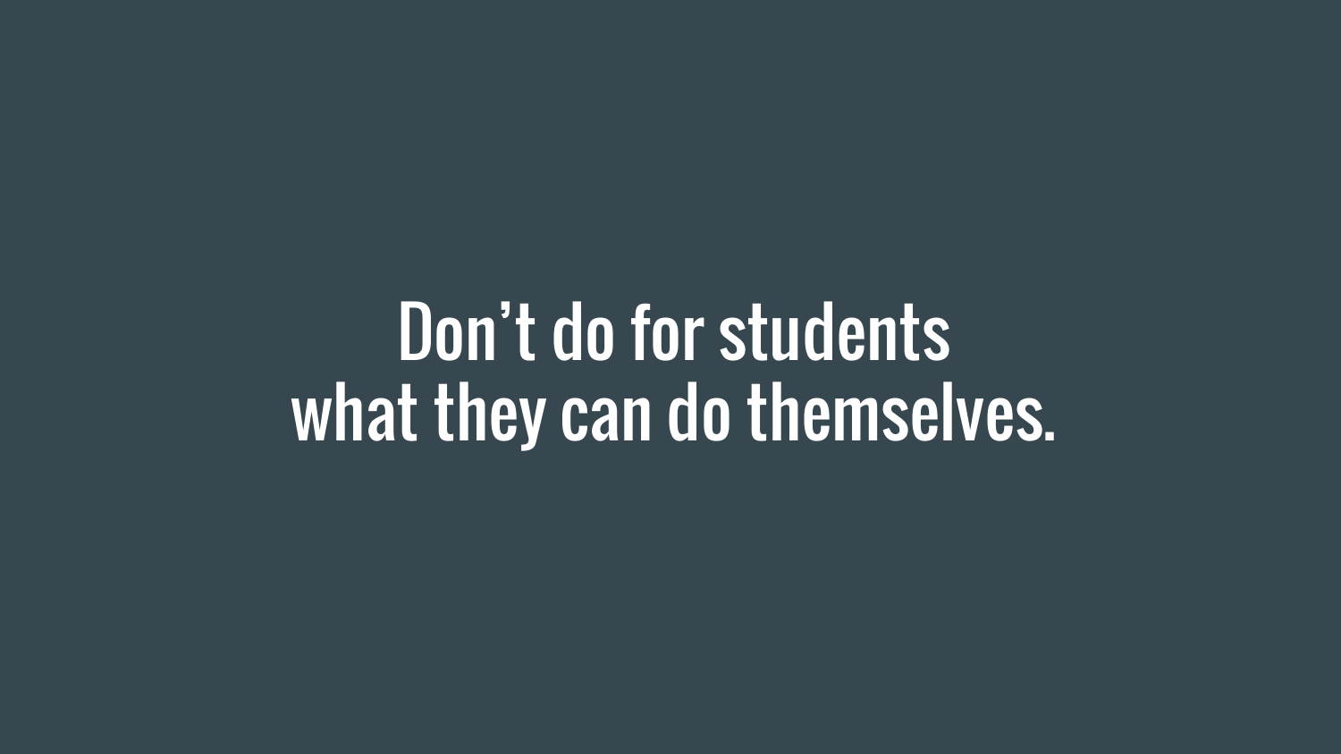Don’t do for students
what they can do themselves.